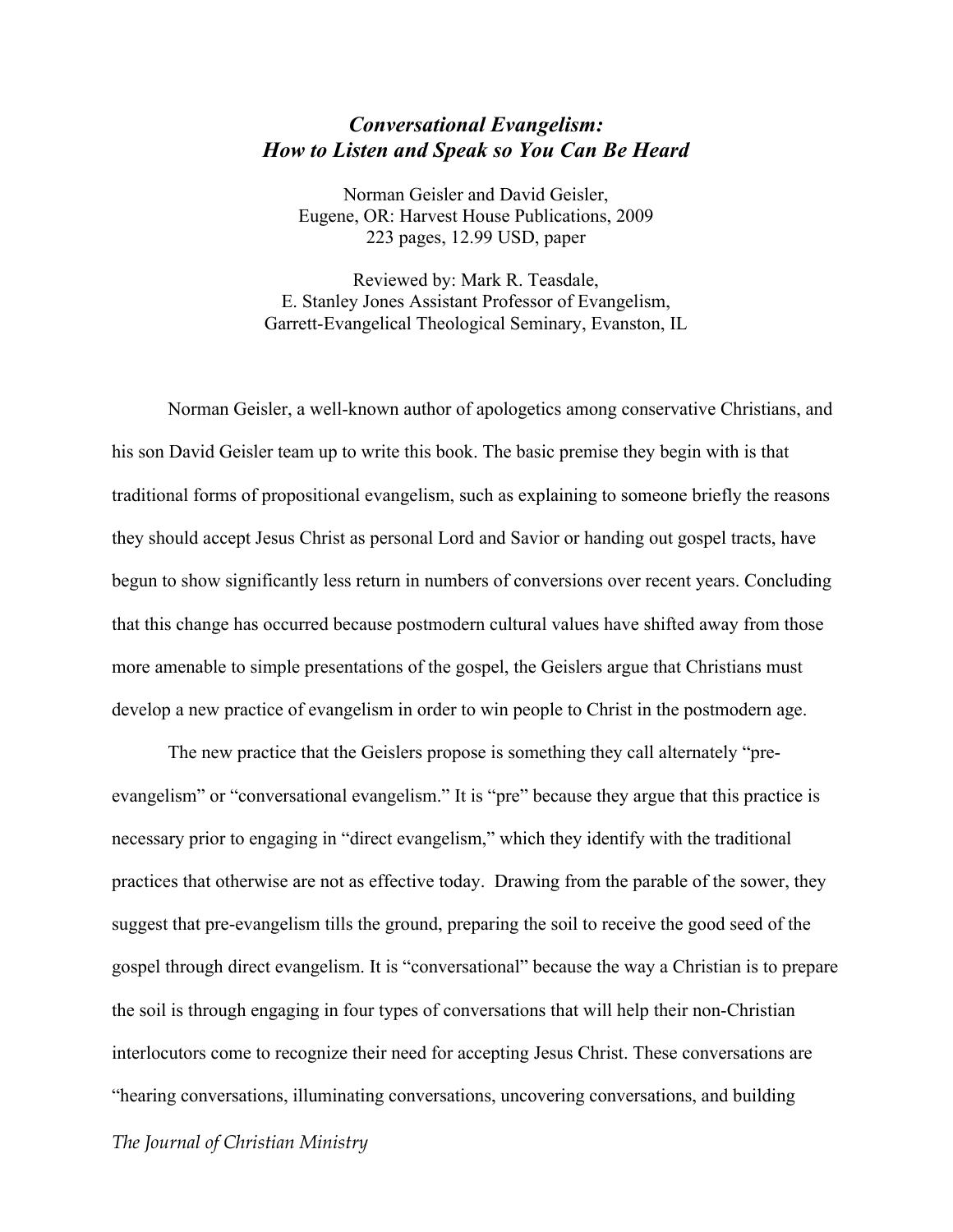# *Conversational Evangelism: How to Listen and Speak so You Can Be Heard*

Norman Geisler and David Geisler,
Eugene, OR: Harvest House Publications, 2009
223 pages, 12.99 USD, paper

Reviewed by: Mark R. Teasdale,
E. Stanley Jones Assistant Professor of Evangelism,
Garrett-Evangelical Theological Seminary, Evanston, IL

Norman Geisler, a well-known author of apologetics among conservative Christians, and his son David Geisler team up to write this book. The basic premise they begin with is that traditional forms of propositional evangelism, such as explaining to someone briefly the reasons they should accept Jesus Christ as personal Lord and Savior or handing out gospel tracts, have begun to show significantly less return in numbers of conversions over recent years. Concluding that this change has occurred because postmodern cultural values have shifted away from those more amenable to simple presentations of the gospel, the Geislers argue that Christians must develop a new practice of evangelism in order to win people to Christ in the postmodern age.

The new practice that the Geislers propose is something they call alternately "pre-evangelism" or "conversational evangelism." It is "pre" because they argue that this practice is necessary prior to engaging in "direct evangelism," which they identify with the traditional practices that otherwise are not as effective today. Drawing from the parable of the sower, they suggest that pre-evangelism tills the ground, preparing the soil to receive the good seed of the gospel through direct evangelism. It is "conversational" because the way a Christian is to prepare the soil is through engaging in four types of conversations that will help their non-Christian interlocutors come to recognize their need for accepting Jesus Christ. These conversations are "hearing conversations, illuminating conversations, uncovering conversations, and building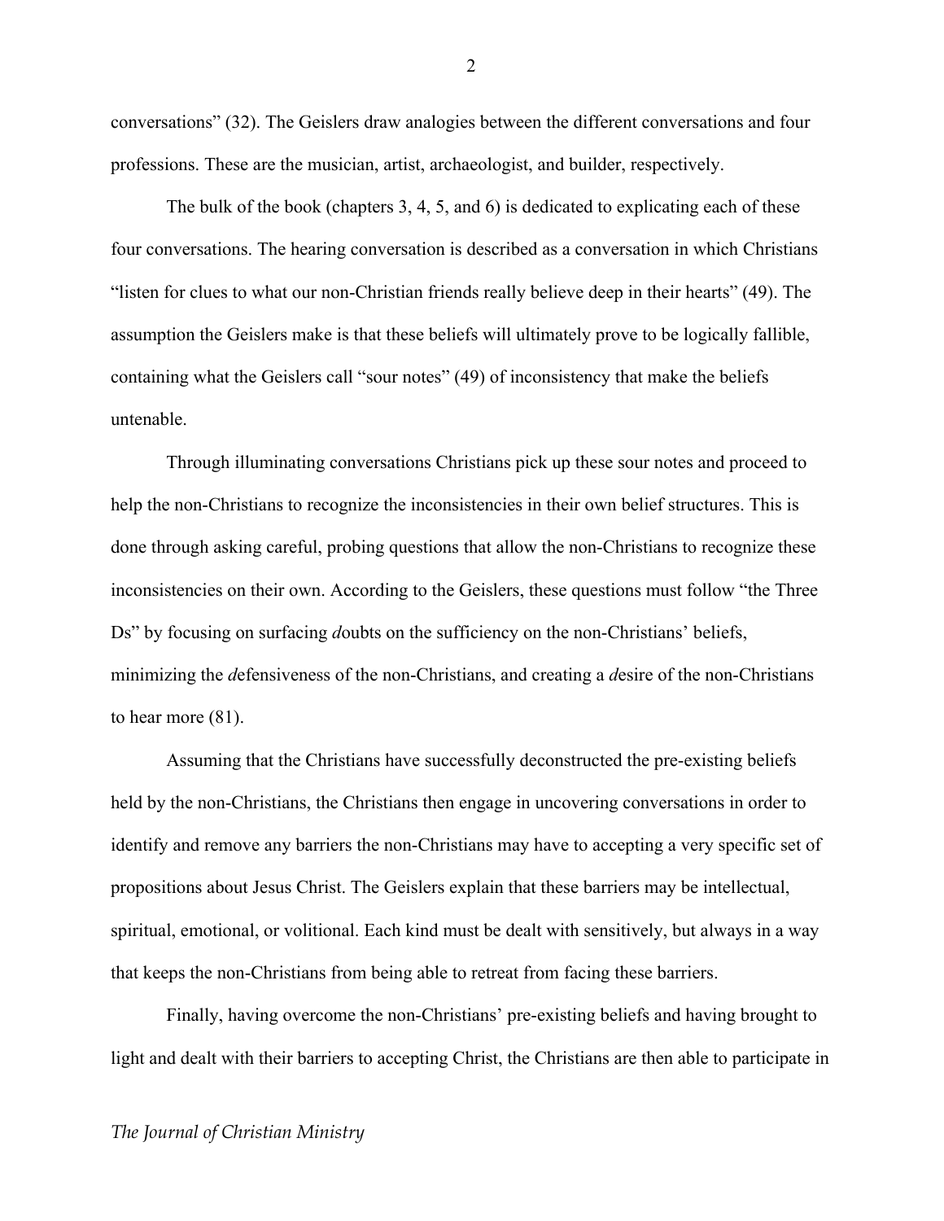conversations" (32). The Geislers draw analogies between the different conversations and four professions. These are the musician, artist, archaeologist, and builder, respectively.

The bulk of the book (chapters 3, 4, 5, and 6) is dedicated to explicating each of these four conversations. The hearing conversation is described as a conversation in which Christians "listen for clues to what our non-Christian friends really believe deep in their hearts" (49). The assumption the Geislers make is that these beliefs will ultimately prove to be logically fallible, containing what the Geislers call "sour notes" (49) of inconsistency that make the beliefs untenable.

Through illuminating conversations Christians pick up these sour notes and proceed to help the non-Christians to recognize the inconsistencies in their own belief structures. This is done through asking careful, probing questions that allow the non-Christians to recognize these inconsistencies on their own. According to the Geislers, these questions must follow "the Three Ds" by focusing on surfacing *d*oubts on the sufficiency on the non-Christians' beliefs, minimizing the *d*efensiveness of the non-Christians, and creating a *d*esire of the non-Christians to hear more (81).

Assuming that the Christians have successfully deconstructed the pre-existing beliefs held by the non-Christians, the Christians then engage in uncovering conversations in order to identify and remove any barriers the non-Christians may have to accepting a very specific set of propositions about Jesus Christ. The Geislers explain that these barriers may be intellectual, spiritual, emotional, or volitional. Each kind must be dealt with sensitively, but always in a way that keeps the non-Christians from being able to retreat from facing these barriers.

Finally, having overcome the non-Christians' pre-existing beliefs and having brought to light and dealt with their barriers to accepting Christ, the Christians are then able to participate in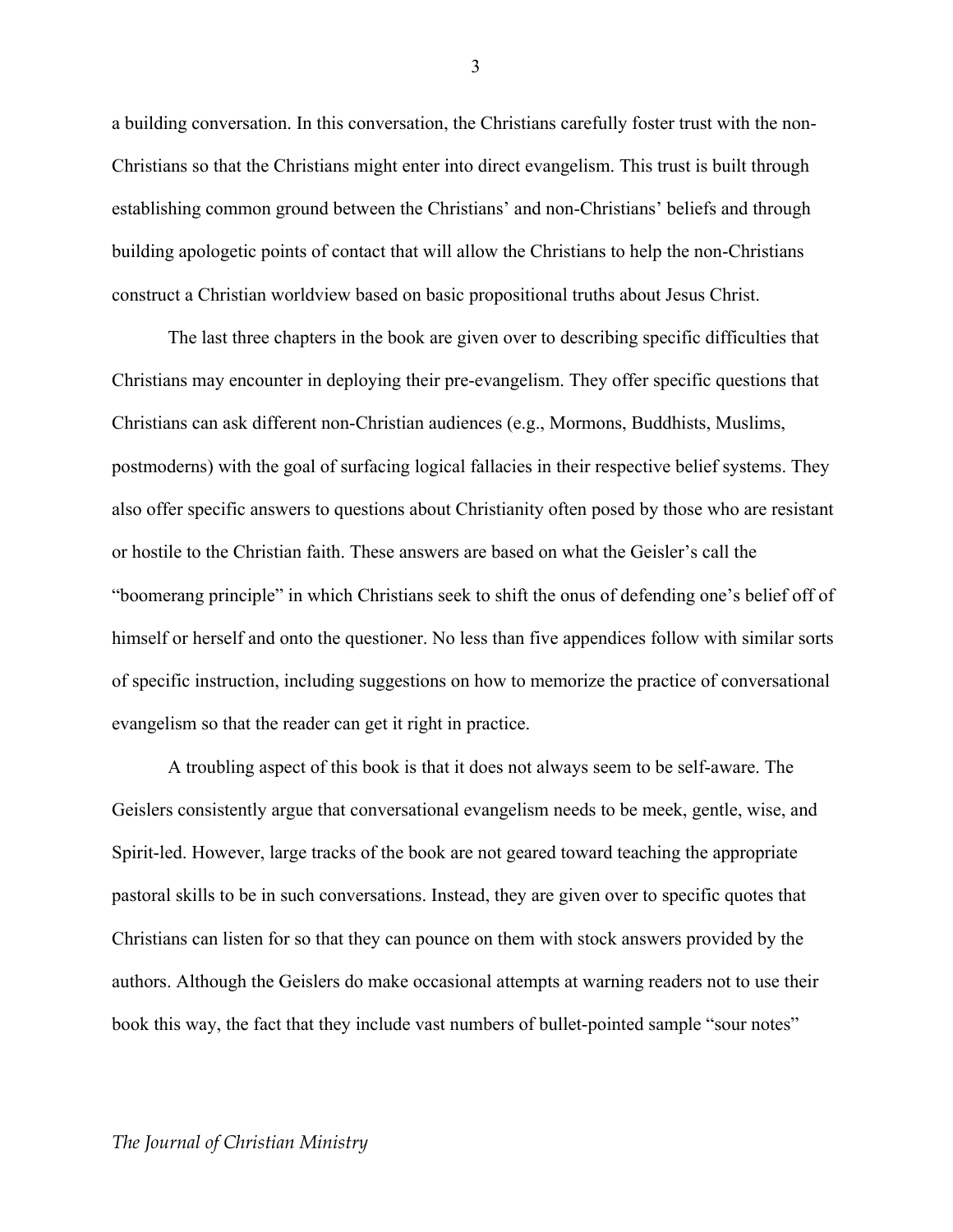a building conversation. In this conversation, the Christians carefully foster trust with the non-Christians so that the Christians might enter into direct evangelism. This trust is built through establishing common ground between the Christians' and non-Christians' beliefs and through building apologetic points of contact that will allow the Christians to help the non-Christians construct a Christian worldview based on basic propositional truths about Jesus Christ.

The last three chapters in the book are given over to describing specific difficulties that Christians may encounter in deploying their pre-evangelism. They offer specific questions that Christians can ask different non-Christian audiences (e.g., Mormons, Buddhists, Muslims, postmoderns) with the goal of surfacing logical fallacies in their respective belief systems. They also offer specific answers to questions about Christianity often posed by those who are resistant or hostile to the Christian faith. These answers are based on what the Geisler's call the "boomerang principle" in which Christians seek to shift the onus of defending one's belief off of himself or herself and onto the questioner. No less than five appendices follow with similar sorts of specific instruction, including suggestions on how to memorize the practice of conversational evangelism so that the reader can get it right in practice.

A troubling aspect of this book is that it does not always seem to be self-aware. The Geislers consistently argue that conversational evangelism needs to be meek, gentle, wise, and Spirit-led. However, large tracks of the book are not geared toward teaching the appropriate pastoral skills to be in such conversations. Instead, they are given over to specific quotes that Christians can listen for so that they can pounce on them with stock answers provided by the authors. Although the Geislers do make occasional attempts at warning readers not to use their book this way, the fact that they include vast numbers of bullet-pointed sample "sour notes"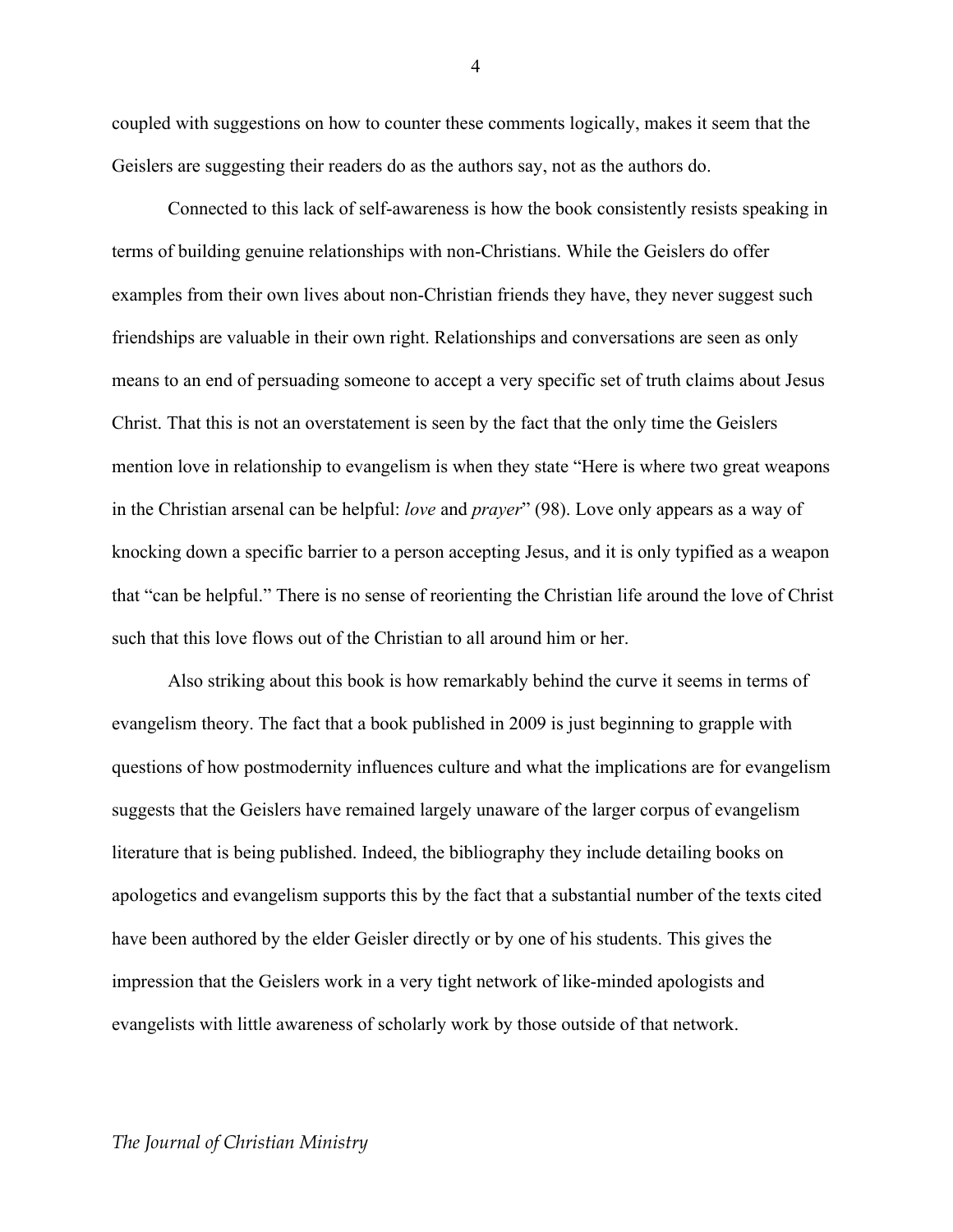coupled with suggestions on how to counter these comments logically, makes it seem that the Geislers are suggesting their readers do as the authors say, not as the authors do.

Connected to this lack of self-awareness is how the book consistently resists speaking in terms of building genuine relationships with non-Christians. While the Geislers do offer examples from their own lives about non-Christian friends they have, they never suggest such friendships are valuable in their own right. Relationships and conversations are seen as only means to an end of persuading someone to accept a very specific set of truth claims about Jesus Christ. That this is not an overstatement is seen by the fact that the only time the Geislers mention love in relationship to evangelism is when they state "Here is where two great weapons in the Christian arsenal can be helpful: *love* and *prayer*" (98). Love only appears as a way of knocking down a specific barrier to a person accepting Jesus, and it is only typified as a weapon that "can be helpful." There is no sense of reorienting the Christian life around the love of Christ such that this love flows out of the Christian to all around him or her.

Also striking about this book is how remarkably behind the curve it seems in terms of evangelism theory. The fact that a book published in 2009 is just beginning to grapple with questions of how postmodernity influences culture and what the implications are for evangelism suggests that the Geislers have remained largely unaware of the larger corpus of evangelism literature that is being published. Indeed, the bibliography they include detailing books on apologetics and evangelism supports this by the fact that a substantial number of the texts cited have been authored by the elder Geisler directly or by one of his students. This gives the impression that the Geislers work in a very tight network of like-minded apologists and evangelists with little awareness of scholarly work by those outside of that network.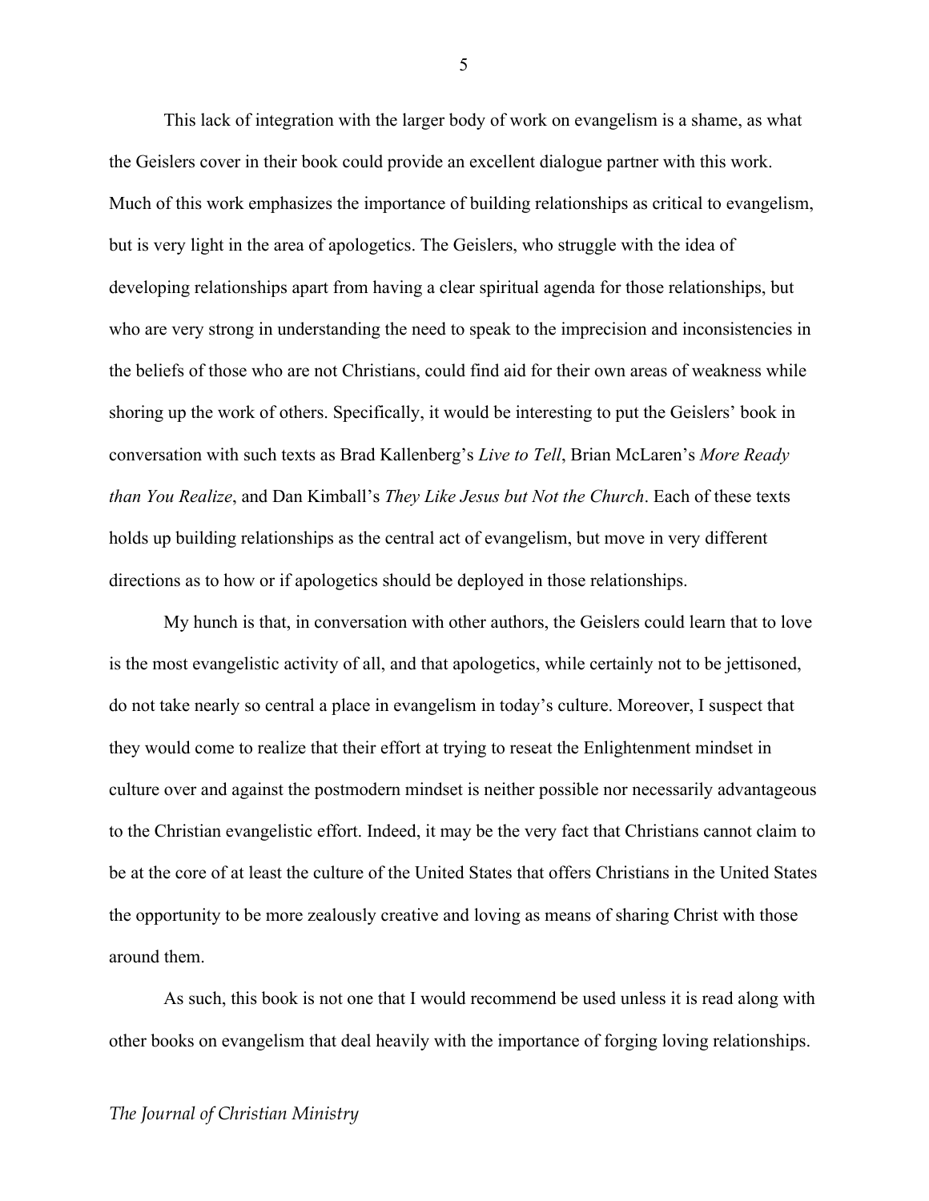This lack of integration with the larger body of work on evangelism is a shame, as what the Geislers cover in their book could provide an excellent dialogue partner with this work. Much of this work emphasizes the importance of building relationships as critical to evangelism, but is very light in the area of apologetics. The Geislers, who struggle with the idea of developing relationships apart from having a clear spiritual agenda for those relationships, but who are very strong in understanding the need to speak to the imprecision and inconsistencies in the beliefs of those who are not Christians, could find aid for their own areas of weakness while shoring up the work of others. Specifically, it would be interesting to put the Geislers' book in conversation with such texts as Brad Kallenberg's *Live to Tell*, Brian McLaren's *More Ready than You Realize*, and Dan Kimball's *They Like Jesus but Not the Church*. Each of these texts holds up building relationships as the central act of evangelism, but move in very different directions as to how or if apologetics should be deployed in those relationships.

My hunch is that, in conversation with other authors, the Geislers could learn that to love is the most evangelistic activity of all, and that apologetics, while certainly not to be jettisoned, do not take nearly so central a place in evangelism in today's culture. Moreover, I suspect that they would come to realize that their effort at trying to reseat the Enlightenment mindset in culture over and against the postmodern mindset is neither possible nor necessarily advantageous to the Christian evangelistic effort. Indeed, it may be the very fact that Christians cannot claim to be at the core of at least the culture of the United States that offers Christians in the United States the opportunity to be more zealously creative and loving as means of sharing Christ with those around them.

As such, this book is not one that I would recommend be used unless it is read along with other books on evangelism that deal heavily with the importance of forging loving relationships.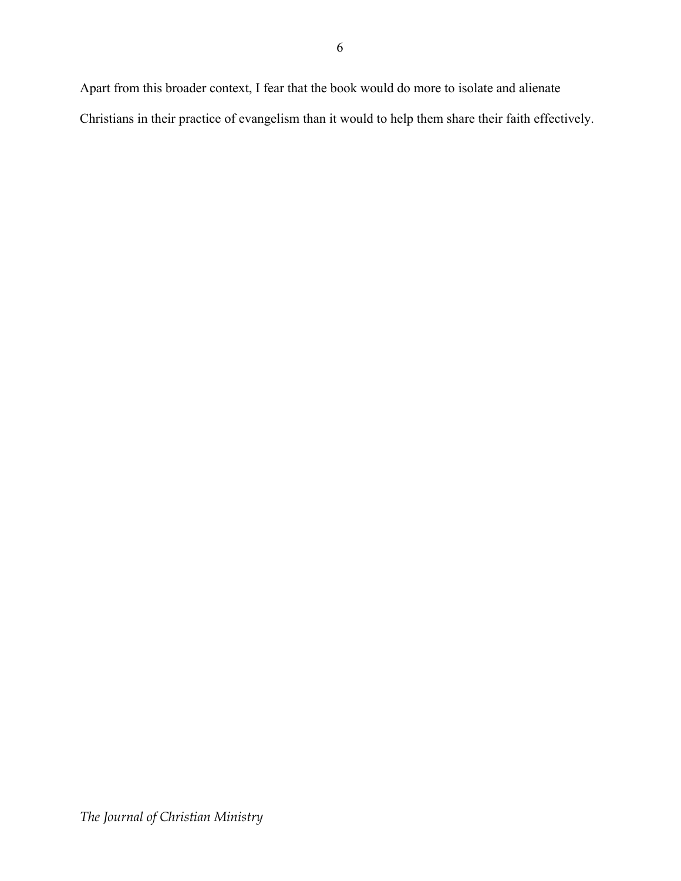Apart from this broader context, I fear that the book would do more to isolate and alienate Christians in their practice of evangelism than it would to help them share their faith effectively.